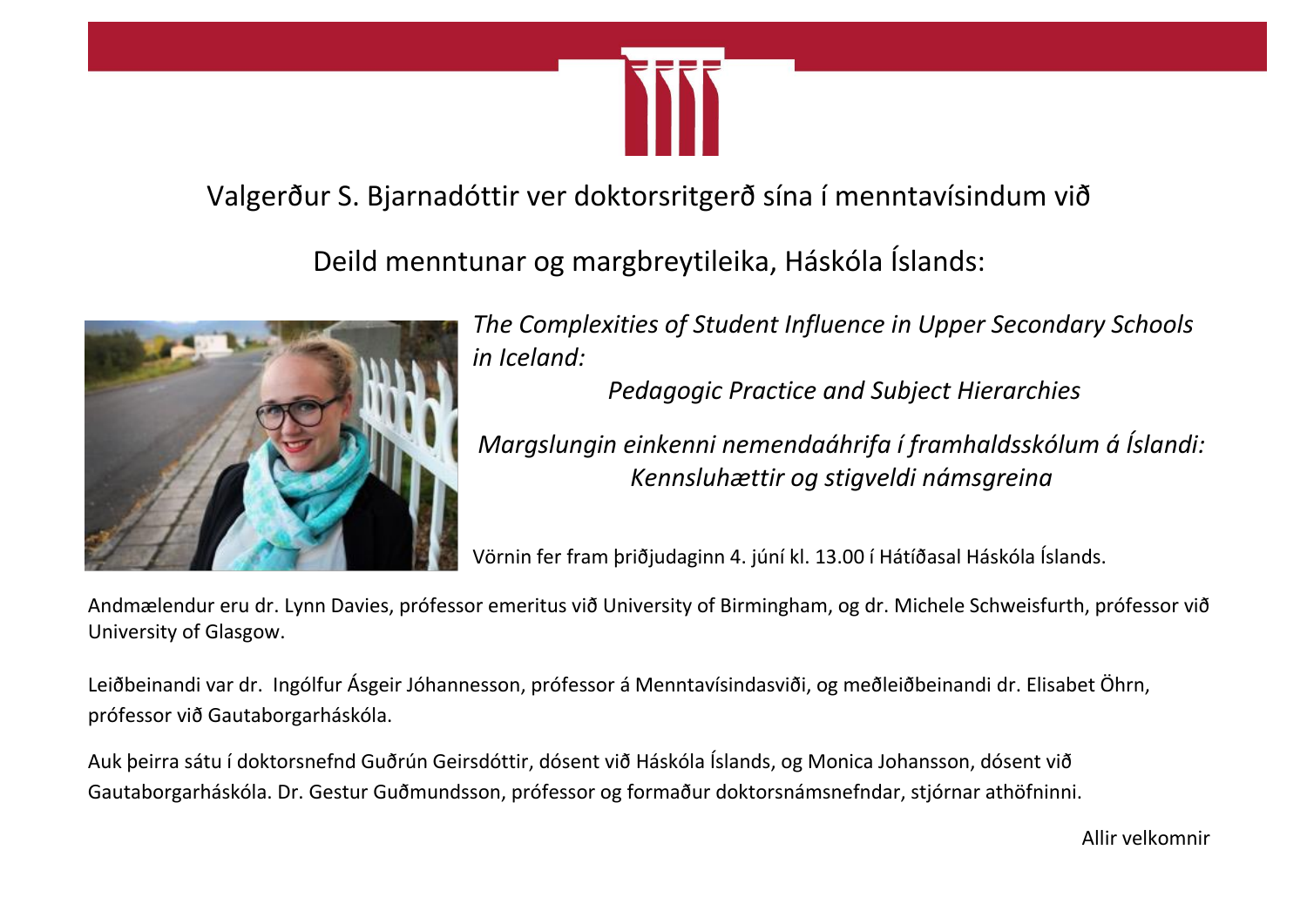Valgerður S. Bjarnadóttir ver doktorsritgerð sína í menntavísindum við

Deild menntunar og margbreytileika, Háskóla Íslands:

*The Complexities of Student Influence in Upper Secondary Schools in Iceland:*
*Pedagogic Practice and Subject Hierarchies*

*Margslungin einkenni nemendaáhrifa í framhaldsskólum á Íslandi:*
*Kennsluhættir og stigveldi námsgreina*

Vörnin fer fram þriðjudaginn 4. júní kl. 13.00 í Hátíðasal Háskóla Íslands.

Andmælendur eru dr. Lynn Davies, prófessor emeritus við University of Birmingham, og dr. Michele Schweisfurth, prófessor við University of Glasgow.

Leiðbeinandi var dr. Ingólfur Ásgeir Jóhannesson, prófessor á Menntavísindasviði, og meðleiðbeinandi dr. Elisabet Öhrn, prófessor við Gautaborgarháskóla.

Auk þeirra sátu í doktorsnefnd Guðrún Geirsdóttir, dósent við Háskóla Íslands, og Monica Johansson, dósent við Gautaborgarháskóla. Dr. Gestur Guðmundsson, prófessor og formaður doktorsnámsnefndar, stjórnar athöfninni.

Allir velkomnir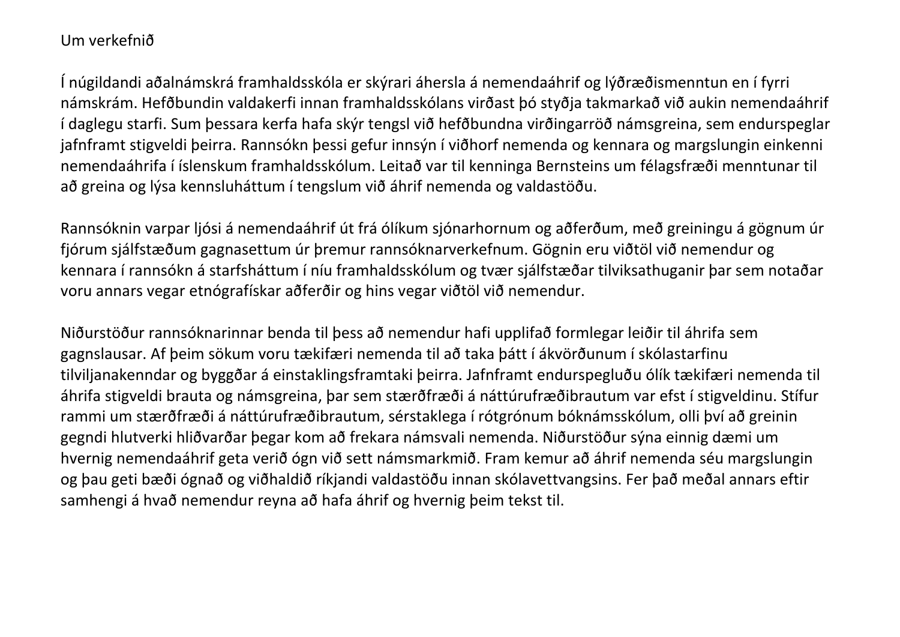Um verkefnið

Í núgildandi aðalnámskrá framhaldsskóla er skýrari áhersla á nemendaáhrif og lýðræðismenntun en í fyrri námskrám. Hefðbundin valdakerfi innan framhaldsskólans virðast þó styðja takmarkað við aukin nemendaáhrif í daglegu starfi. Sum þessara kerfa hafa skýr tengsl við hefðbundna virðingarröð námsgreina, sem endurspeglar jafnframt stigveldi þeirra. Rannsókn þessi gefur innsýn í viðhorf nemenda og kennara og margslungin einkenni nemendaáhrifa í íslenskum framhaldsskólum. Leitað var til kenninga Bernsteins um félagsfræði menntunar til að greina og lýsa kennsluháttum í tengslum við áhrif nemenda og valdastöðu.

Rannsóknin varpar ljósi á nemendaáhrif út frá ólíkum sjónarhornum og aðferðum, með greiningu á gögnum úr fjórum sjálfstæðum gagnasettum úr þremur rannsóknarverkefnum. Gögnin eru viðtöl við nemendur og kennara í rannsókn á starfsháttum í níu framhaldsskólum og tvær sjálfstæðar tilviksathuganir þar sem notaðar voru annars vegar etnógrafískar aðferðir og hins vegar viðtöl við nemendur.

Niðurstöður rannsóknarinnar benda til þess að nemendur hafi upplifað formlegar leiðir til áhrifa sem gagnslausar. Af þeim sökum voru tækifæri nemenda til að taka þátt í ákvörðunum í skólastarfinu tilviljanakenndar og byggðar á einstaklingsframtaki þeirra. Jafnframt endurspegluðu ólík tækifæri nemenda til áhrifa stigveldi brauta og námsgreina, þar sem stærðfræði á náttúrufræðibrautum var efst í stigveldinu. Stífur rammi um stærðfræði á náttúrufræðibrautum, sérstaklega í rótgrónum bóknámsskólum, olli því að greinin gegndi hlutverki hliðvarðar þegar kom að frekara námsvali nemenda. Niðurstöður sýna einnig dæmi um hvernig nemendaáhrif geta verið ógn við sett námsmarkmið. Fram kemur að áhrif nemenda séu margslungin og þau geti bæði ógnað og viðhaldið ríkjandi valdastöðu innan skólavettvangsins. Fer það meðal annars eftir samhengi á hvað nemendur reyna að hafa áhrif og hvernig þeim tekst til.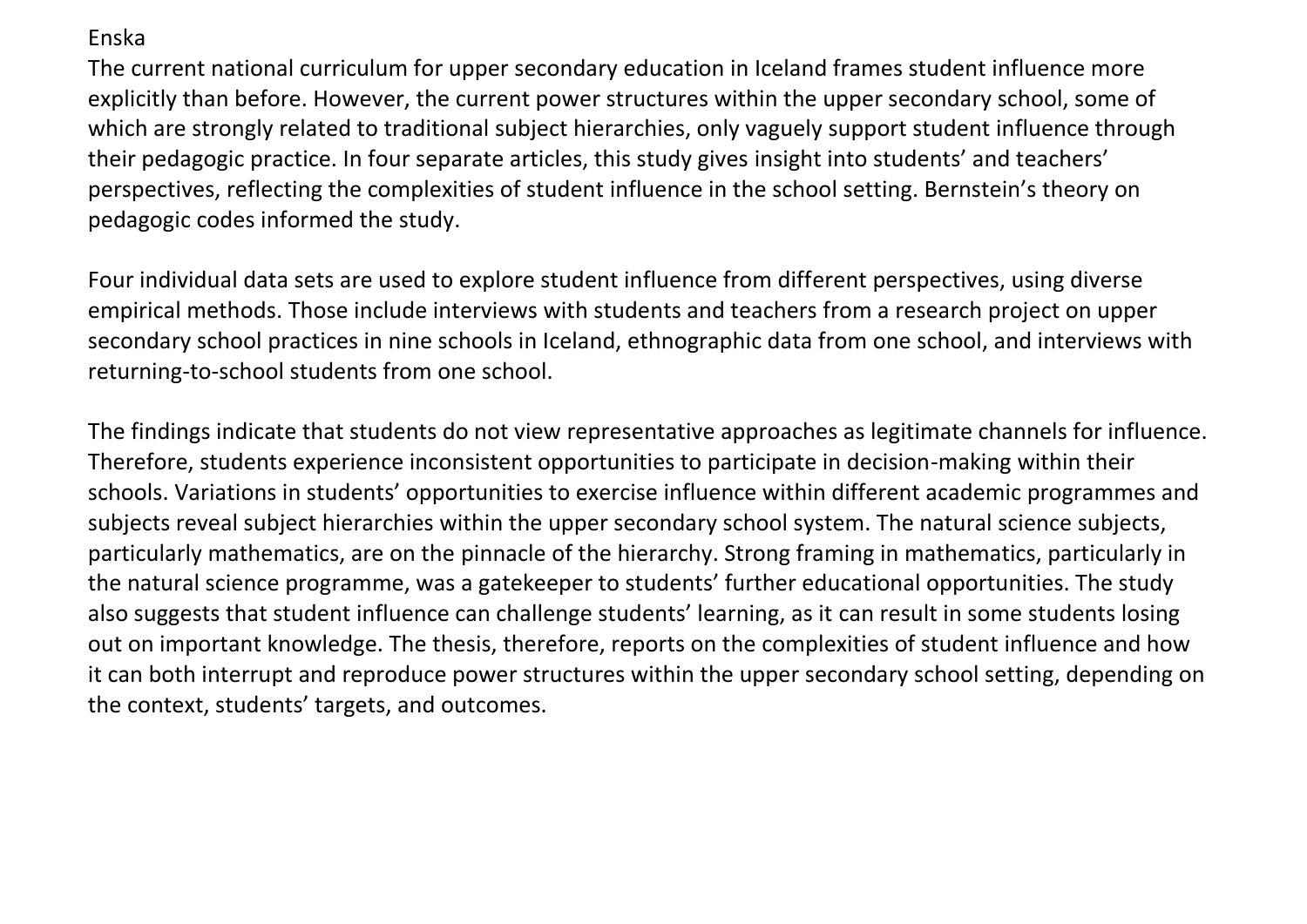Enska

The current national curriculum for upper secondary education in Iceland frames student influence more explicitly than before. However, the current power structures within the upper secondary school, some of which are strongly related to traditional subject hierarchies, only vaguely support student influence through their pedagogic practice. In four separate articles, this study gives insight into students' and teachers' perspectives, reflecting the complexities of student influence in the school setting. Bernstein's theory on pedagogic codes informed the study.

Four individual data sets are used to explore student influence from different perspectives, using diverse empirical methods. Those include interviews with students and teachers from a research project on upper secondary school practices in nine schools in Iceland, ethnographic data from one school, and interviews with returning-to-school students from one school.

The findings indicate that students do not view representative approaches as legitimate channels for influence. Therefore, students experience inconsistent opportunities to participate in decision-making within their schools. Variations in students' opportunities to exercise influence within different academic programmes and subjects reveal subject hierarchies within the upper secondary school system. The natural science subjects, particularly mathematics, are on the pinnacle of the hierarchy. Strong framing in mathematics, particularly in the natural science programme, was a gatekeeper to students' further educational opportunities. The study also suggests that student influence can challenge students' learning, as it can result in some students losing out on important knowledge. The thesis, therefore, reports on the complexities of student influence and how it can both interrupt and reproduce power structures within the upper secondary school setting, depending on the context, students' targets, and outcomes.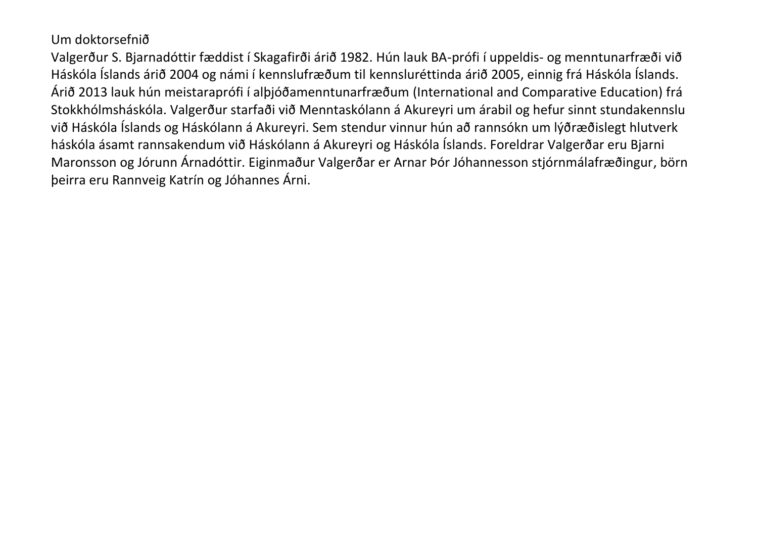Um doktorsefnið

Valgerður S. Bjarnadóttir fæddist í Skagafirði árið 1982. Hún lauk BA-prófi í uppeldis- og menntunarfræði við Háskóla Íslands árið 2004 og námi í kennslufræðum til kennsluréttinda árið 2005, einnig frá Háskóla Íslands. Árið 2013 lauk hún meistaraprófi í alþjóðamenntunarfræðum (International and Comparative Education) frá Stokkhólmsháskóla. Valgerður starfaði við Menntaskólann á Akureyri um árabil og hefur sinnt stundakennslu við Háskóla Íslands og Háskólann á Akureyri. Sem stendur vinnur hún að rannsókn um lýðræðislegt hlutverk háskóla ásamt rannsakendum við Háskólann á Akureyri og Háskóla Íslands. Foreldrar Valgerðar eru Bjarni Maronsson og Jórunn Árnadóttir. Eiginmaður Valgerðar er Arnar Þór Jóhannesson stjórnmálafræðingur, börn þeirra eru Rannveig Katrín og Jóhannes Árni.